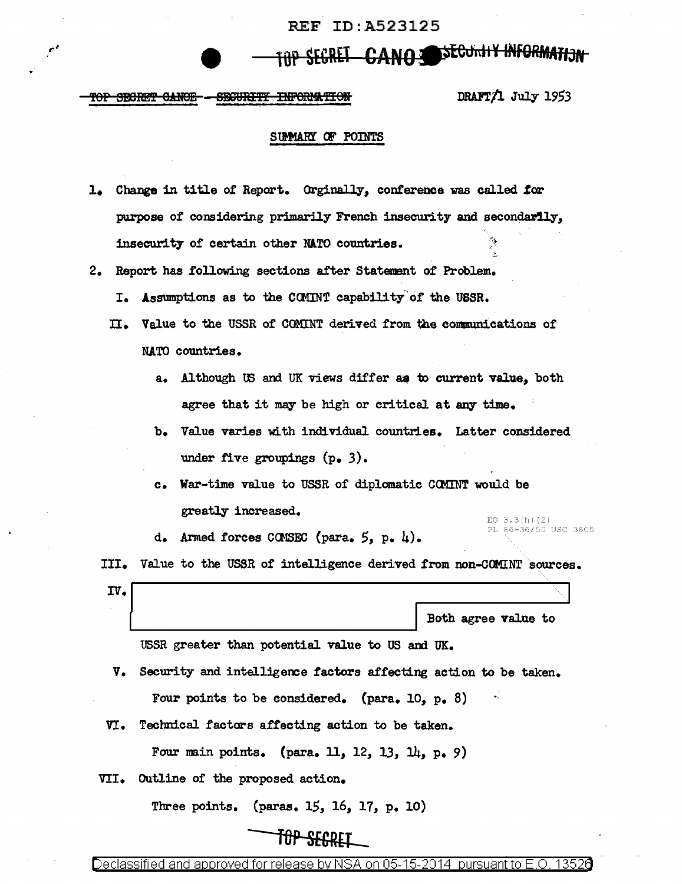REF ID:A523125

~~TOP SECRET CANOE~~ ~~SECURITY INFORMATION~~

~~TOP SECRET CANOE - SECURITY INFORMATION~~ DRAFT/1 July 1953

## SUMMARY OF POINTS

1. Change in title of Report. Orginally, conference was called for purpose of considering primarily French insecurity and secondarily, insecurity of certain other NATO countries.

2. Report has following sections after Statement of Problem.

   I. Assumptions as to the COMINT capability of the USSR.

   II. Value to the USSR of COMINT derived from the communications of NATO countries.

      a. Although US and UK views differ as to current value, both agree that it may be high or critical at any time.

      b. Value varies with individual countries. Latter considered under five groupings (p. 3).

      c. War-time value to USSR of diplomatic COMINT would be greatly increased.

      d. Armed forces COMSEC (para. 5, p. 4).

EO 3.3(h)(2)
PL 86-36/50 USC 3605

   III. Value to the USSR of intelligence derived from non-COMINT sources.

   IV. [redacted] Both agree value to USSR greater than potential value to US and UK.

   V. Security and intelligence factors affecting action to be taken. Four points to be considered. (para. 10, p. 8)

   VI. Technical factors affecting action to be taken. Four main points. (para. 11, 12, 13, 14, p. 9)

   VII. Outline of the proposed action. Three points. (paras. 15, 16, 17, p. 10)

~~TOP SECRET~~

Declassified and approved for release by NSA on 05-15-2014 pursuant to E.O. 13526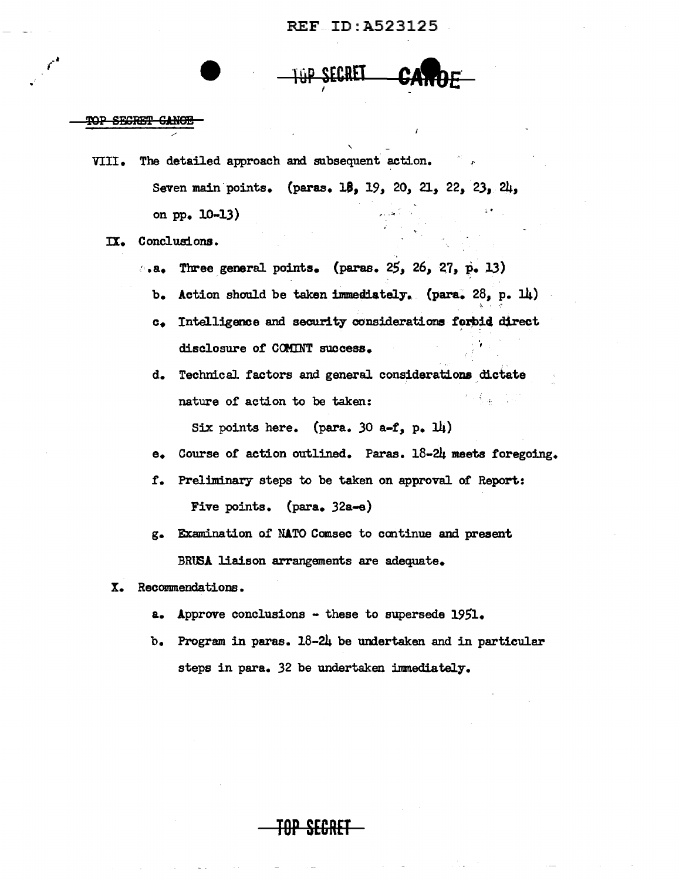TOP SECRET CANOE

TOP SECRET CANOE

VIII. The detailed approach and subsequent action.

Seven main points. (paras. 18, 19, 20, 21, 22, 23, 24, on pp. 10-13)

IX. Conclusions.

a. Three general points. (paras. 25, 26, 27, p. 13)

b. Action should be taken immediately. (para. 28, p. 14)

c. Intelligence and security considerations forbid direct disclosure of COMINT success.

d. Technical factors and general considerations dictate nature of action to be taken:

Six points here. (para. 30 a-f, p. 14)

e. Course of action outlined. Paras. 18-24 meets foregoing.

f. Preliminary steps to be taken on approval of Report:

Five points. (para. 32a-e)

g. Examination of NATO Comsec to continue and present BRUSA liaison arrangements are adequate.

X. Recommendations.

a. Approve conclusions - these to supersede 1951.

b. Program in paras. 18-24 be undertaken and in particular steps in para. 32 be undertaken immediately.

TOP SECRET